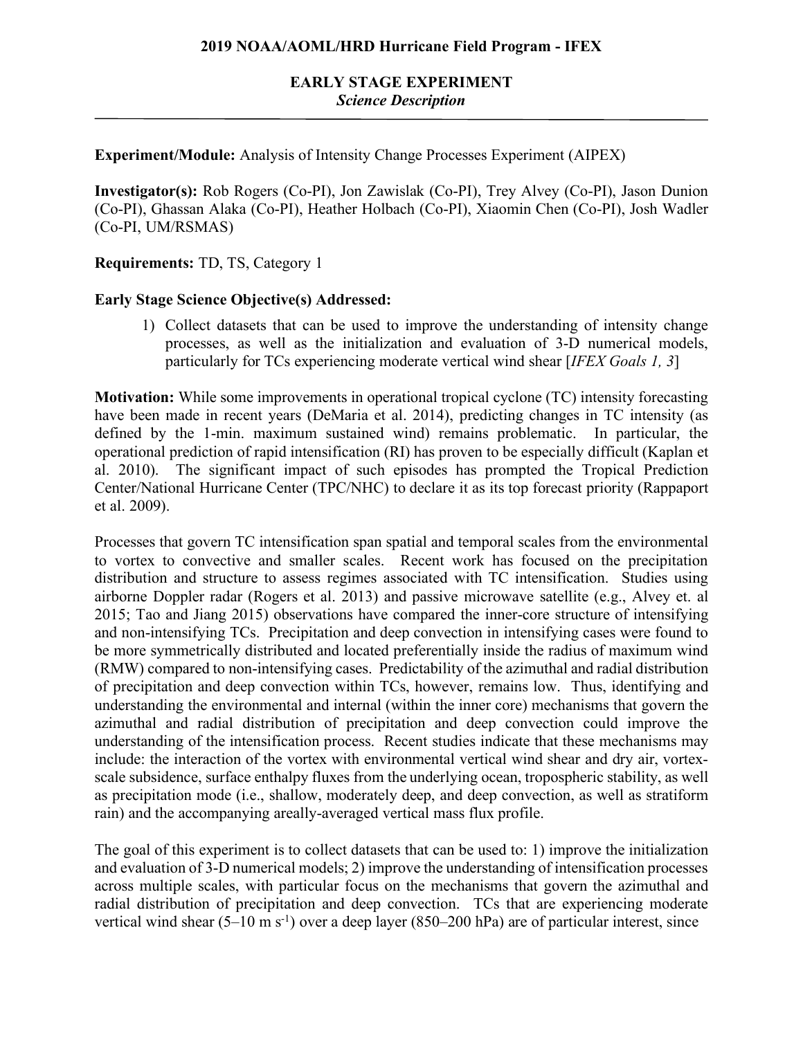## 2019 NOAA/AOML/HRD Hurricane Field Program - IFEX

### EARLY STAGE EXPERIMENT
*Science Description*

---

**Experiment/Module:** Analysis of Intensity Change Processes Experiment (AIPEX)

**Investigator(s):** Rob Rogers (Co-PI), Jon Zawislak (Co-PI), Trey Alvey (Co-PI), Jason Dunion (Co-PI), Ghassan Alaka (Co-PI), Heather Holbach (Co-PI), Xiaomin Chen (Co-PI), Josh Wadler (Co-PI, UM/RSMAS)

**Requirements:** TD, TS, Category 1

**Early Stage Science Objective(s) Addressed:**

1) Collect datasets that can be used to improve the understanding of intensity change processes, as well as the initialization and evaluation of 3-D numerical models, particularly for TCs experiencing moderate vertical wind shear [*IFEX Goals 1, 3*]

**Motivation:** While some improvements in operational tropical cyclone (TC) intensity forecasting have been made in recent years (DeMaria et al. 2014), predicting changes in TC intensity (as defined by the 1-min. maximum sustained wind) remains problematic. In particular, the operational prediction of rapid intensification (RI) has proven to be especially difficult (Kaplan et al. 2010). The significant impact of such episodes has prompted the Tropical Prediction Center/National Hurricane Center (TPC/NHC) to declare it as its top forecast priority (Rappaport et al. 2009).

Processes that govern TC intensification span spatial and temporal scales from the environmental to vortex to convective and smaller scales. Recent work has focused on the precipitation distribution and structure to assess regimes associated with TC intensification. Studies using airborne Doppler radar (Rogers et al. 2013) and passive microwave satellite (e.g., Alvey et. al 2015; Tao and Jiang 2015) observations have compared the inner-core structure of intensifying and non-intensifying TCs. Precipitation and deep convection in intensifying cases were found to be more symmetrically distributed and located preferentially inside the radius of maximum wind (RMW) compared to non-intensifying cases. Predictability of the azimuthal and radial distribution of precipitation and deep convection within TCs, however, remains low. Thus, identifying and understanding the environmental and internal (within the inner core) mechanisms that govern the azimuthal and radial distribution of precipitation and deep convection could improve the understanding of the intensification process. Recent studies indicate that these mechanisms may include: the interaction of the vortex with environmental vertical wind shear and dry air, vortex-scale subsidence, surface enthalpy fluxes from the underlying ocean, tropospheric stability, as well as precipitation mode (i.e., shallow, moderately deep, and deep convection, as well as stratiform rain) and the accompanying areally-averaged vertical mass flux profile.

The goal of this experiment is to collect datasets that can be used to: 1) improve the initialization and evaluation of 3-D numerical models; 2) improve the understanding of intensification processes across multiple scales, with particular focus on the mechanisms that govern the azimuthal and radial distribution of precipitation and deep convection. TCs that are experiencing moderate vertical wind shear (5–10 m s$^{-1}$) over a deep layer (850–200 hPa) are of particular interest, since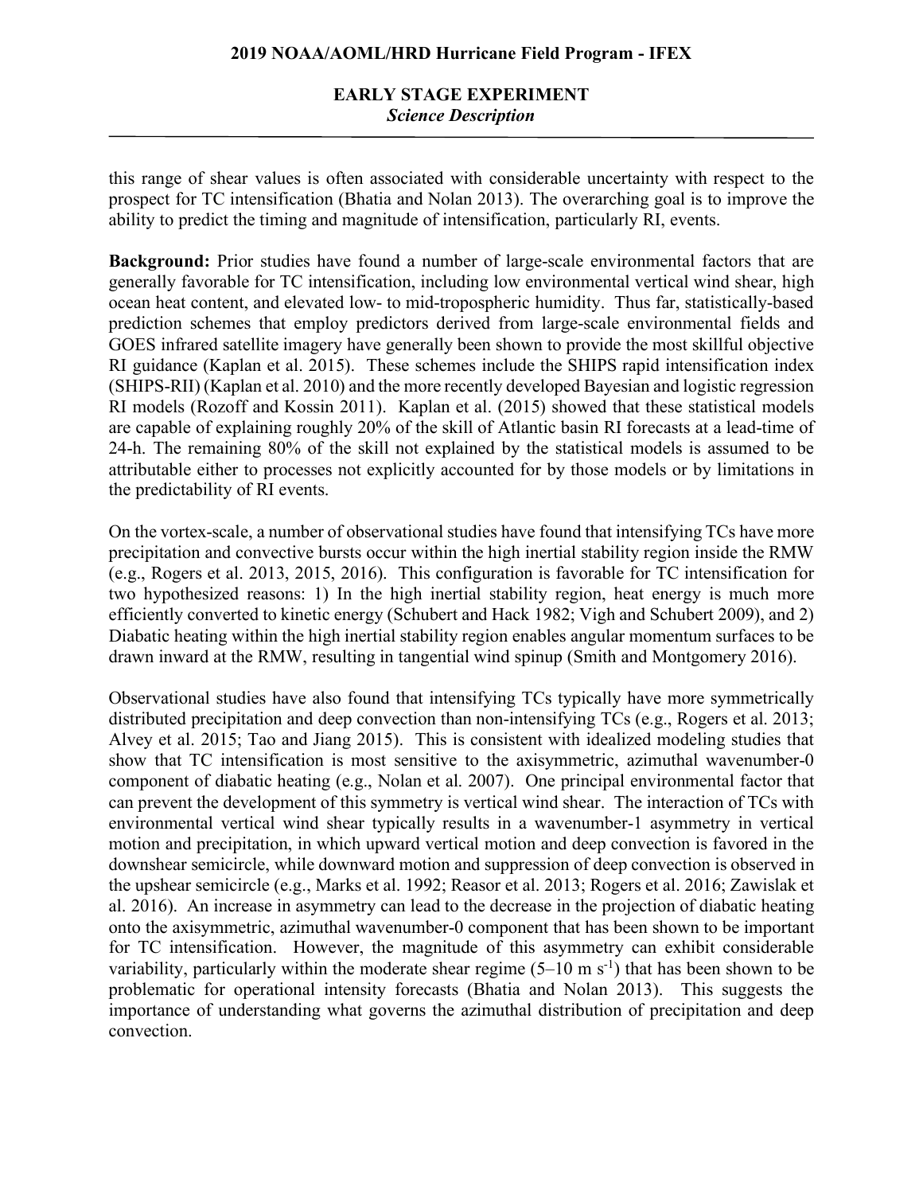this range of shear values is often associated with considerable uncertainty with respect to the prospect for TC intensification (Bhatia and Nolan 2013). The overarching goal is to improve the ability to predict the timing and magnitude of intensification, particularly RI, events.

**Background:** Prior studies have found a number of large-scale environmental factors that are generally favorable for TC intensification, including low environmental vertical wind shear, high ocean heat content, and elevated low- to mid-tropospheric humidity. Thus far, statistically-based prediction schemes that employ predictors derived from large-scale environmental fields and GOES infrared satellite imagery have generally been shown to provide the most skillful objective RI guidance (Kaplan et al. 2015). These schemes include the SHIPS rapid intensification index (SHIPS-RII) (Kaplan et al. 2010) and the more recently developed Bayesian and logistic regression RI models (Rozoff and Kossin 2011). Kaplan et al. (2015) showed that these statistical models are capable of explaining roughly 20% of the skill of Atlantic basin RI forecasts at a lead-time of 24-h. The remaining 80% of the skill not explained by the statistical models is assumed to be attributable either to processes not explicitly accounted for by those models or by limitations in the predictability of RI events.

On the vortex-scale, a number of observational studies have found that intensifying TCs have more precipitation and convective bursts occur within the high inertial stability region inside the RMW (e.g., Rogers et al. 2013, 2015, 2016). This configuration is favorable for TC intensification for two hypothesized reasons: 1) In the high inertial stability region, heat energy is much more efficiently converted to kinetic energy (Schubert and Hack 1982; Vigh and Schubert 2009), and 2) Diabatic heating within the high inertial stability region enables angular momentum surfaces to be drawn inward at the RMW, resulting in tangential wind spinup (Smith and Montgomery 2016).

Observational studies have also found that intensifying TCs typically have more symmetrically distributed precipitation and deep convection than non-intensifying TCs (e.g., Rogers et al. 2013; Alvey et al. 2015; Tao and Jiang 2015). This is consistent with idealized modeling studies that show that TC intensification is most sensitive to the axisymmetric, azimuthal wavenumber-0 component of diabatic heating (e.g., Nolan et al. 2007). One principal environmental factor that can prevent the development of this symmetry is vertical wind shear. The interaction of TCs with environmental vertical wind shear typically results in a wavenumber-1 asymmetry in vertical motion and precipitation, in which upward vertical motion and deep convection is favored in the downshear semicircle, while downward motion and suppression of deep convection is observed in the upshear semicircle (e.g., Marks et al. 1992; Reasor et al. 2013; Rogers et al. 2016; Zawislak et al. 2016). An increase in asymmetry can lead to the decrease in the projection of diabatic heating onto the axisymmetric, azimuthal wavenumber-0 component that has been shown to be important for TC intensification. However, the magnitude of this asymmetry can exhibit considerable variability, particularly within the moderate shear regime (5–10 m s$^{-1}$) that has been shown to be problematic for operational intensity forecasts (Bhatia and Nolan 2013). This suggests the importance of understanding what governs the azimuthal distribution of precipitation and deep convection.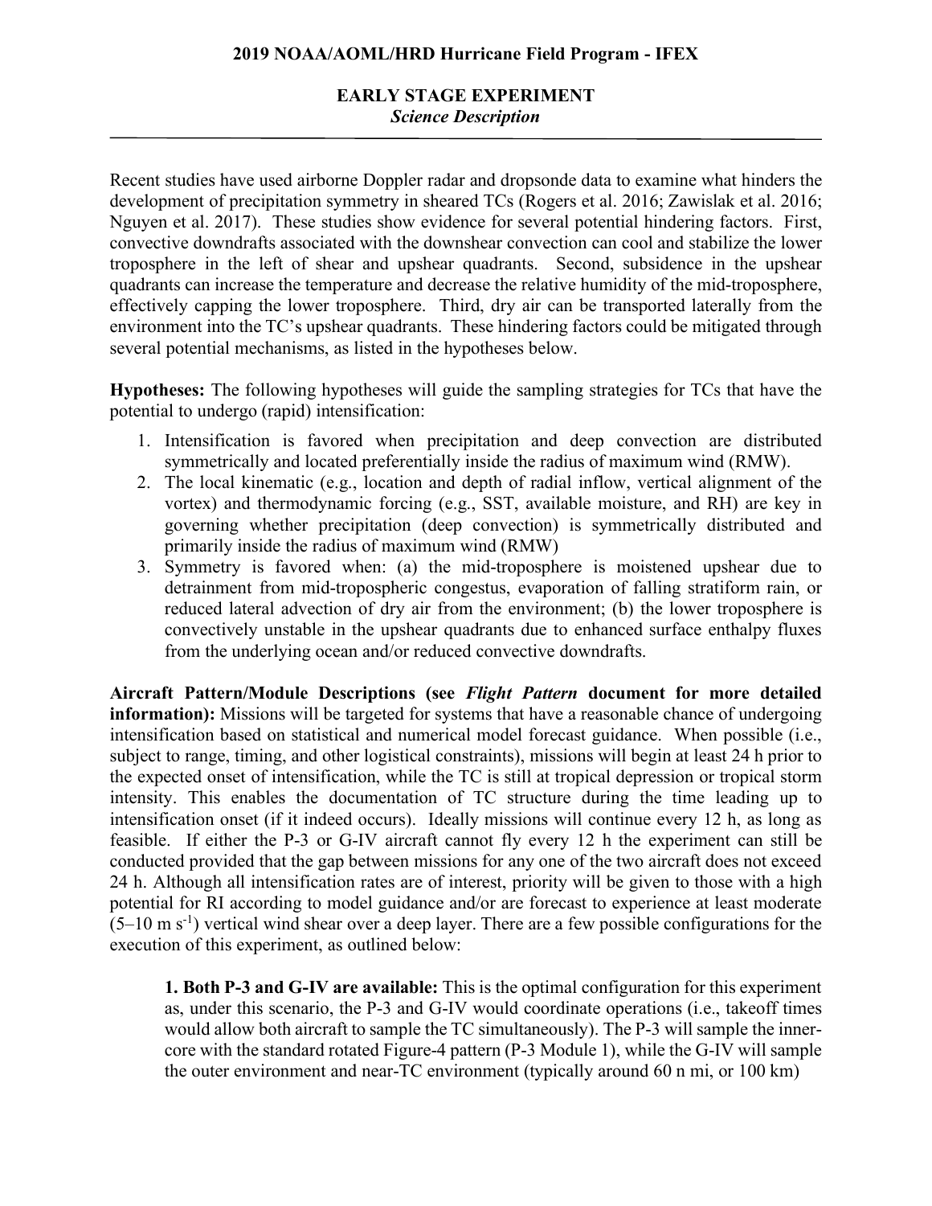## 2019 NOAA/AOML/HRD Hurricane Field Program - IFEX

### EARLY STAGE EXPERIMENT
*Science Description*

---

Recent studies have used airborne Doppler radar and dropsonde data to examine what hinders the development of precipitation symmetry in sheared TCs (Rogers et al. 2016; Zawislak et al. 2016; Nguyen et al. 2017). These studies show evidence for several potential hindering factors. First, convective downdrafts associated with the downshear convection can cool and stabilize the lower troposphere in the left of shear and upshear quadrants. Second, subsidence in the upshear quadrants can increase the temperature and decrease the relative humidity of the mid-troposphere, effectively capping the lower troposphere. Third, dry air can be transported laterally from the environment into the TC's upshear quadrants. These hindering factors could be mitigated through several potential mechanisms, as listed in the hypotheses below.

**Hypotheses:** The following hypotheses will guide the sampling strategies for TCs that have the potential to undergo (rapid) intensification:

1. Intensification is favored when precipitation and deep convection are distributed symmetrically and located preferentially inside the radius of maximum wind (RMW).
2. The local kinematic (e.g., location and depth of radial inflow, vertical alignment of the vortex) and thermodynamic forcing (e.g., SST, available moisture, and RH) are key in governing whether precipitation (deep convection) is symmetrically distributed and primarily inside the radius of maximum wind (RMW)
3. Symmetry is favored when: (a) the mid-troposphere is moistened upshear due to detrainment from mid-tropospheric congestus, evaporation of falling stratiform rain, or reduced lateral advection of dry air from the environment; (b) the lower troposphere is convectively unstable in the upshear quadrants due to enhanced surface enthalpy fluxes from the underlying ocean and/or reduced convective downdrafts.

**Aircraft Pattern/Module Descriptions (see *Flight Pattern* document for more detailed information):** Missions will be targeted for systems that have a reasonable chance of undergoing intensification based on statistical and numerical model forecast guidance. When possible (i.e., subject to range, timing, and other logistical constraints), missions will begin at least 24 h prior to the expected onset of intensification, while the TC is still at tropical depression or tropical storm intensity. This enables the documentation of TC structure during the time leading up to intensification onset (if it indeed occurs). Ideally missions will continue every 12 h, as long as feasible. If either the P-3 or G-IV aircraft cannot fly every 12 h the experiment can still be conducted provided that the gap between missions for any one of the two aircraft does not exceed 24 h. Although all intensification rates are of interest, priority will be given to those with a high potential for RI according to model guidance and/or are forecast to experience at least moderate (5–10 m s$^{-1}$) vertical wind shear over a deep layer. There are a few possible configurations for the execution of this experiment, as outlined below:

**1. Both P-3 and G-IV are available:** This is the optimal configuration for this experiment as, under this scenario, the P-3 and G-IV would coordinate operations (i.e., takeoff times would allow both aircraft to sample the TC simultaneously). The P-3 will sample the inner-core with the standard rotated Figure-4 pattern (P-3 Module 1), while the G-IV will sample the outer environment and near-TC environment (typically around 60 n mi, or 100 km)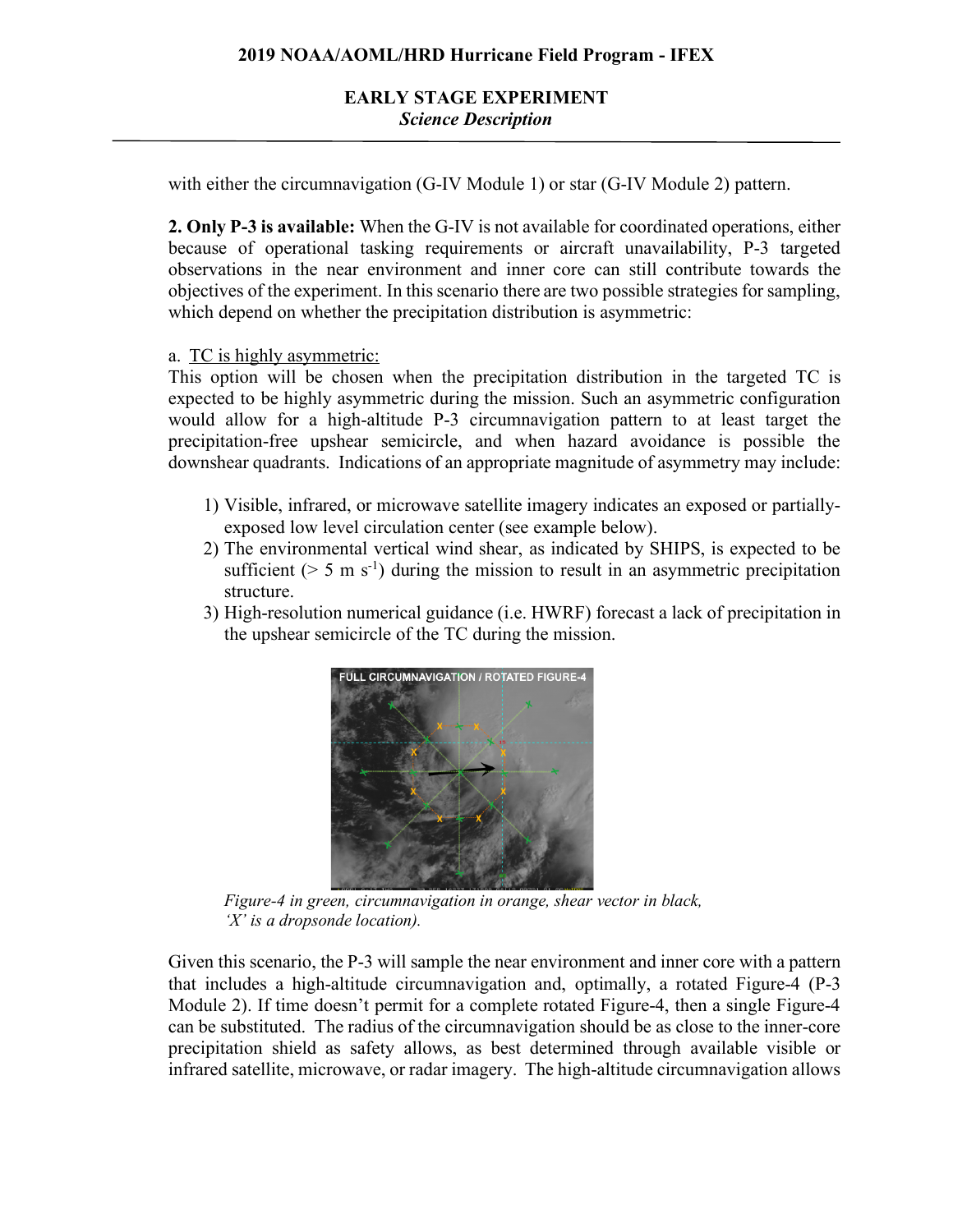with either the circumnavigation (G-IV Module 1) or star (G-IV Module 2) pattern.

**2. Only P-3 is available:** When the G-IV is not available for coordinated operations, either because of operational tasking requirements or aircraft unavailability, P-3 targeted observations in the near environment and inner core can still contribute towards the objectives of the experiment. In this scenario there are two possible strategies for sampling, which depend on whether the precipitation distribution is asymmetric:

a. <u>TC is highly asymmetric:</u>
This option will be chosen when the precipitation distribution in the targeted TC is expected to be highly asymmetric during the mission. Such an asymmetric configuration would allow for a high-altitude P-3 circumnavigation pattern to at least target the precipitation-free upshear semicircle, and when hazard avoidance is possible the downshear quadrants. Indications of an appropriate magnitude of asymmetry may include:

1) Visible, infrared, or microwave satellite imagery indicates an exposed or partially-exposed low level circulation center (see example below).
2) The environmental vertical wind shear, as indicated by SHIPS, is expected to be sufficient (> 5 m s$^{-1}$) during the mission to result in an asymmetric precipitation structure.
3) High-resolution numerical guidance (i.e. HWRF) forecast a lack of precipitation in the upshear semicircle of the TC during the mission.

*Figure-4 in green, circumnavigation in orange, shear vector in black, 'X' is a dropsonde location).*

Given this scenario, the P-3 will sample the near environment and inner core with a pattern that includes a high-altitude circumnavigation and, optimally, a rotated Figure-4 (P-3 Module 2). If time doesn't permit for a complete rotated Figure-4, then a single Figure-4 can be substituted. The radius of the circumnavigation should be as close to the inner-core precipitation shield as safety allows, as best determined through available visible or infrared satellite, microwave, or radar imagery. The high-altitude circumnavigation allows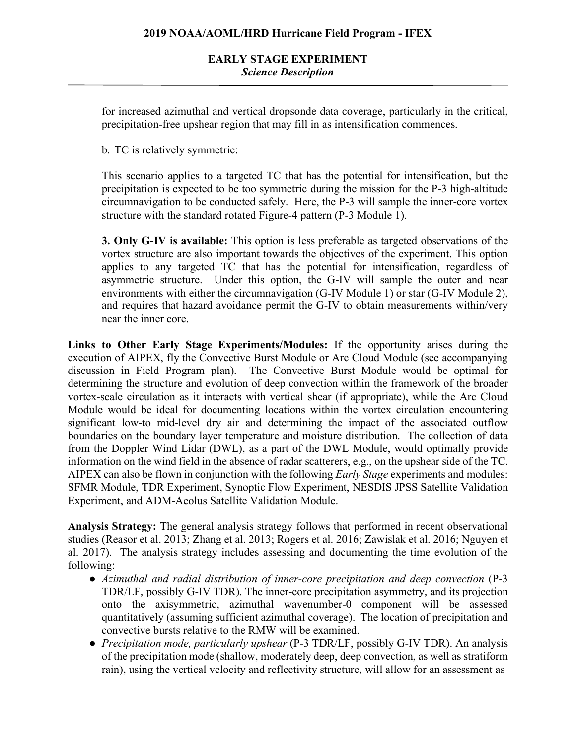for increased azimuthal and vertical dropsonde data coverage, particularly in the critical, precipitation-free upshear region that may fill in as intensification commences.

b. TC is relatively symmetric:

This scenario applies to a targeted TC that has the potential for intensification, but the precipitation is expected to be too symmetric during the mission for the P-3 high-altitude circumnavigation to be conducted safely. Here, the P-3 will sample the inner-core vortex structure with the standard rotated Figure-4 pattern (P-3 Module 1).

**3. Only G-IV is available:** This option is less preferable as targeted observations of the vortex structure are also important towards the objectives of the experiment. This option applies to any targeted TC that has the potential for intensification, regardless of asymmetric structure. Under this option, the G-IV will sample the outer and near environments with either the circumnavigation (G-IV Module 1) or star (G-IV Module 2), and requires that hazard avoidance permit the G-IV to obtain measurements within/very near the inner core.

**Links to Other Early Stage Experiments/Modules:** If the opportunity arises during the execution of AIPEX, fly the Convective Burst Module or Arc Cloud Module (see accompanying discussion in Field Program plan). The Convective Burst Module would be optimal for determining the structure and evolution of deep convection within the framework of the broader vortex-scale circulation as it interacts with vertical shear (if appropriate), while the Arc Cloud Module would be ideal for documenting locations within the vortex circulation encountering significant low-to mid-level dry air and determining the impact of the associated outflow boundaries on the boundary layer temperature and moisture distribution. The collection of data from the Doppler Wind Lidar (DWL), as a part of the DWL Module, would optimally provide information on the wind field in the absence of radar scatterers, e.g., on the upshear side of the TC. AIPEX can also be flown in conjunction with the following *Early Stage* experiments and modules: SFMR Module, TDR Experiment, Synoptic Flow Experiment, NESDIS JPSS Satellite Validation Experiment, and ADM-Aeolus Satellite Validation Module.

**Analysis Strategy:** The general analysis strategy follows that performed in recent observational studies (Reasor et al. 2013; Zhang et al. 2013; Rogers et al. 2016; Zawislak et al. 2016; Nguyen et al. 2017). The analysis strategy includes assessing and documenting the time evolution of the following:

- *Azimuthal and radial distribution of inner-core precipitation and deep convection* (P-3 TDR/LF, possibly G-IV TDR). The inner-core precipitation asymmetry, and its projection onto the axisymmetric, azimuthal wavenumber-0 component will be assessed quantitatively (assuming sufficient azimuthal coverage). The location of precipitation and convective bursts relative to the RMW will be examined.
- *Precipitation mode, particularly upshear* (P-3 TDR/LF, possibly G-IV TDR). An analysis of the precipitation mode (shallow, moderately deep, deep convection, as well as stratiform rain), using the vertical velocity and reflectivity structure, will allow for an assessment as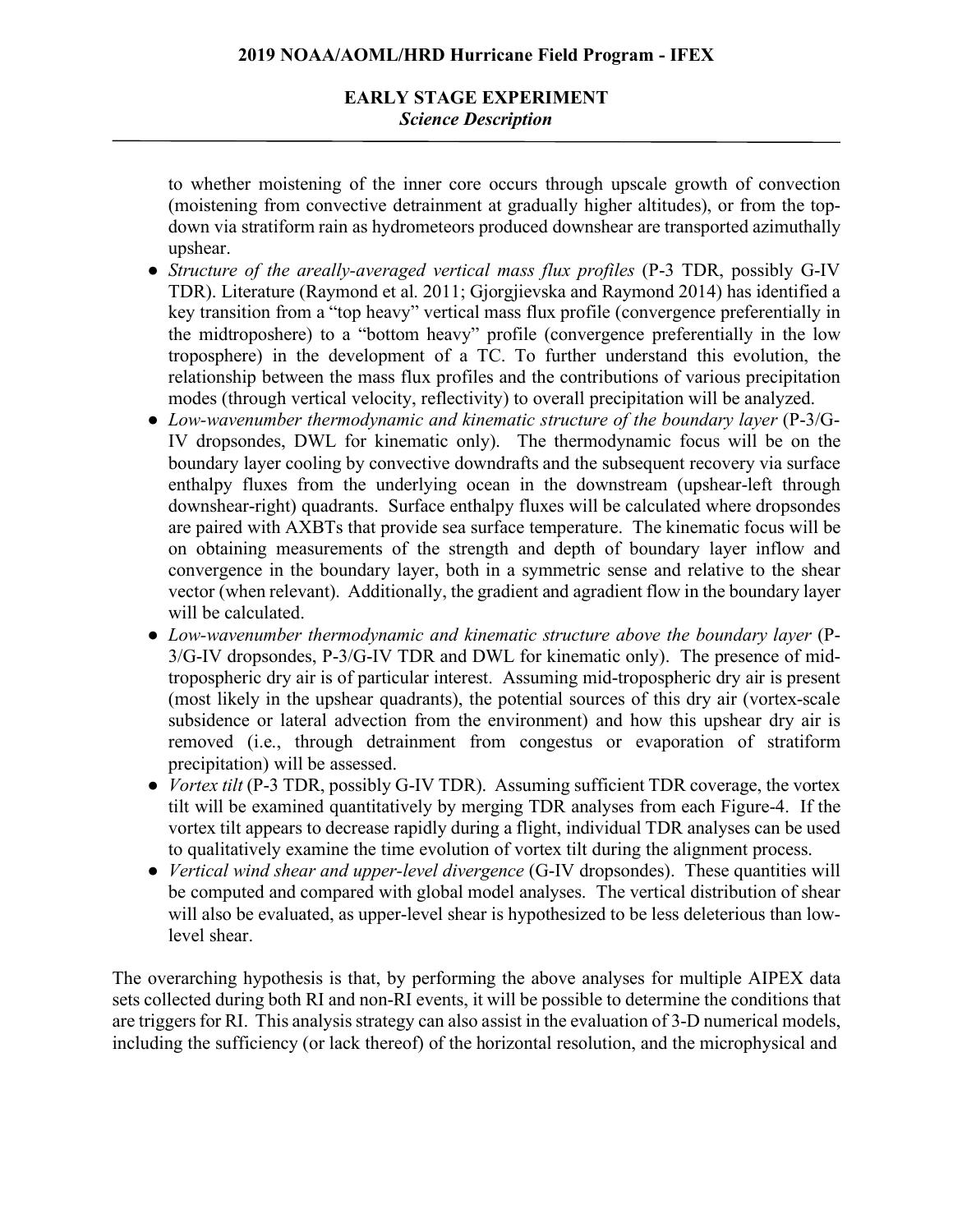to whether moistening of the inner core occurs through upscale growth of convection (moistening from convective detrainment at gradually higher altitudes), or from the top-down via stratiform rain as hydrometeors produced downshear are transported azimuthally upshear.

- *Structure of the areally-averaged vertical mass flux profiles* (P-3 TDR, possibly G-IV TDR). Literature (Raymond et al. 2011; Gjorgjievska and Raymond 2014) has identified a key transition from a "top heavy" vertical mass flux profile (convergence preferentially in the midtroposhere) to a "bottom heavy" profile (convergence preferentially in the low troposphere) in the development of a TC. To further understand this evolution, the relationship between the mass flux profiles and the contributions of various precipitation modes (through vertical velocity, reflectivity) to overall precipitation will be analyzed.
- *Low-wavenumber thermodynamic and kinematic structure of the boundary layer* (P-3/G-IV dropsondes, DWL for kinematic only). The thermodynamic focus will be on the boundary layer cooling by convective downdrafts and the subsequent recovery via surface enthalpy fluxes from the underlying ocean in the downstream (upshear-left through downshear-right) quadrants. Surface enthalpy fluxes will be calculated where dropsondes are paired with AXBTs that provide sea surface temperature. The kinematic focus will be on obtaining measurements of the strength and depth of boundary layer inflow and convergence in the boundary layer, both in a symmetric sense and relative to the shear vector (when relevant). Additionally, the gradient and agradient flow in the boundary layer will be calculated.
- *Low-wavenumber thermodynamic and kinematic structure above the boundary layer* (P-3/G-IV dropsondes, P-3/G-IV TDR and DWL for kinematic only). The presence of mid-tropospheric dry air is of particular interest. Assuming mid-tropospheric dry air is present (most likely in the upshear quadrants), the potential sources of this dry air (vortex-scale subsidence or lateral advection from the environment) and how this upshear dry air is removed (i.e., through detrainment from congestus or evaporation of stratiform precipitation) will be assessed.
- *Vortex tilt* (P-3 TDR, possibly G-IV TDR). Assuming sufficient TDR coverage, the vortex tilt will be examined quantitatively by merging TDR analyses from each Figure-4. If the vortex tilt appears to decrease rapidly during a flight, individual TDR analyses can be used to qualitatively examine the time evolution of vortex tilt during the alignment process.
- *Vertical wind shear and upper-level divergence* (G-IV dropsondes). These quantities will be computed and compared with global model analyses. The vertical distribution of shear will also be evaluated, as upper-level shear is hypothesized to be less deleterious than low-level shear.

The overarching hypothesis is that, by performing the above analyses for multiple AIPEX data sets collected during both RI and non-RI events, it will be possible to determine the conditions that are triggers for RI. This analysis strategy can also assist in the evaluation of 3-D numerical models, including the sufficiency (or lack thereof) of the horizontal resolution, and the microphysical and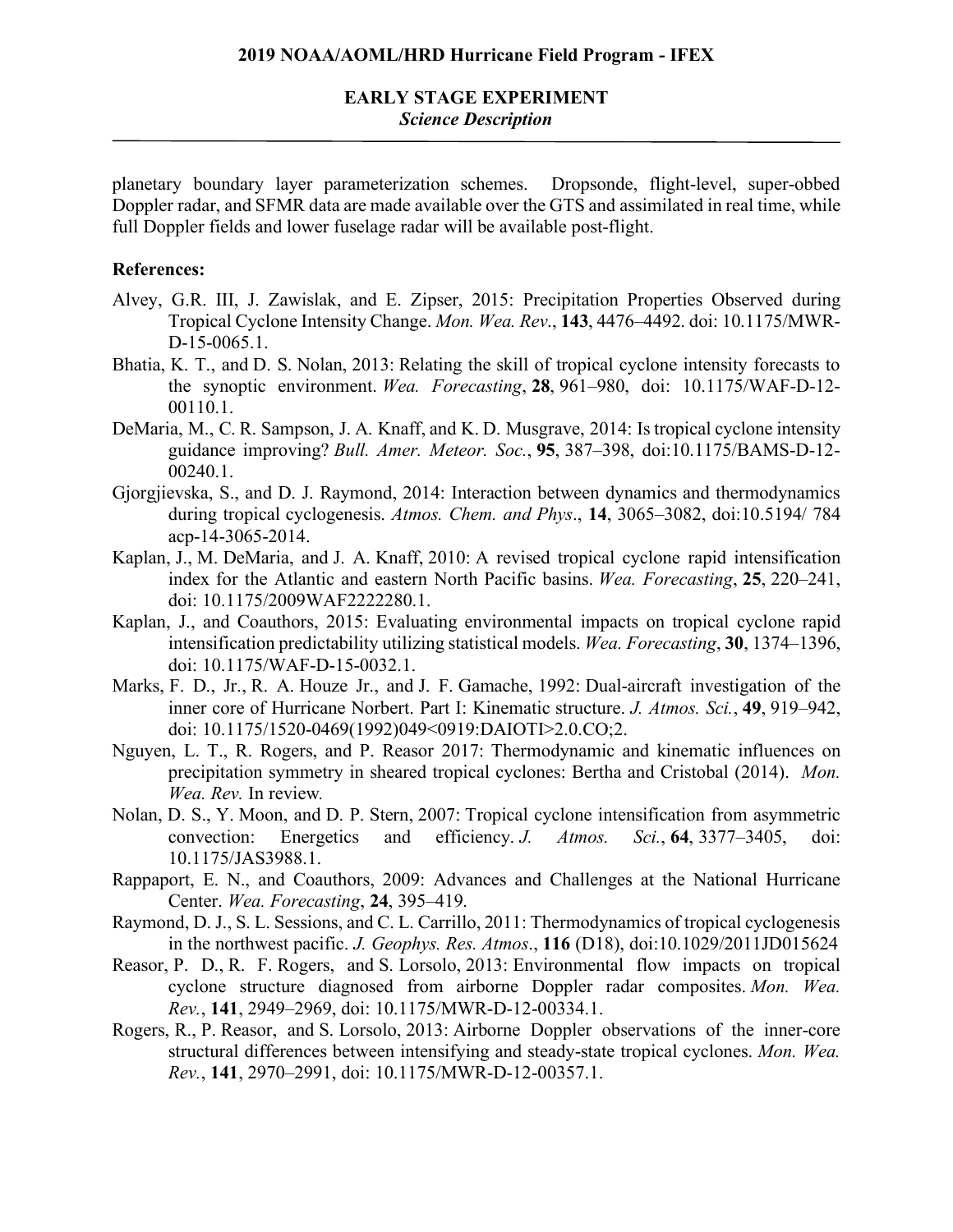planetary boundary layer parameterization schemes. Dropsonde, flight-level, super-obbed Doppler radar, and SFMR data are made available over the GTS and assimilated in real time, while full Doppler fields and lower fuselage radar will be available post-flight.

**References:**

Alvey, G.R. III, J. Zawislak, and E. Zipser, 2015: Precipitation Properties Observed during Tropical Cyclone Intensity Change. *Mon. Wea. Rev*., **143**, 4476–4492. doi: 10.1175/MWR-D-15-0065.1.

Bhatia, K. T., and D. S. Nolan, 2013: Relating the skill of tropical cyclone intensity forecasts to the synoptic environment. *Wea. Forecasting*, **28**, 961–980, doi: 10.1175/WAF-D-12-00110.1.

DeMaria, M., C. R. Sampson, J. A. Knaff, and K. D. Musgrave, 2014: Is tropical cyclone intensity guidance improving? *Bull. Amer. Meteor. Soc.*, **95**, 387–398, doi:10.1175/BAMS-D-12-00240.1.

Gjorgjievska, S., and D. J. Raymond, 2014: Interaction between dynamics and thermodynamics during tropical cyclogenesis. *Atmos. Chem. and Phys*., **14**, 3065–3082, doi:10.5194/ 784 acp-14-3065-2014.

Kaplan, J., M. DeMaria, and J. A. Knaff, 2010: A revised tropical cyclone rapid intensification index for the Atlantic and eastern North Pacific basins. *Wea. Forecasting*, **25**, 220–241, doi: 10.1175/2009WAF2222280.1.

Kaplan, J., and Coauthors, 2015: Evaluating environmental impacts on tropical cyclone rapid intensification predictability utilizing statistical models. *Wea. Forecasting*, **30**, 1374–1396, doi: 10.1175/WAF-D-15-0032.1.

Marks, F. D., Jr., R. A. Houze Jr., and J. F. Gamache, 1992: Dual-aircraft investigation of the inner core of Hurricane Norbert. Part I: Kinematic structure. *J. Atmos. Sci.*, **49**, 919–942, doi: 10.1175/1520-0469(1992)049<0919:DAIOTI>2.0.CO;2.

Nguyen, L. T., R. Rogers, and P. Reasor 2017: Thermodynamic and kinematic influences on precipitation symmetry in sheared tropical cyclones: Bertha and Cristobal (2014). *Mon. Wea. Rev.* In review.

Nolan, D. S., Y. Moon, and D. P. Stern, 2007: Tropical cyclone intensification from asymmetric convection: Energetics and efficiency. *J. Atmos. Sci.*, **64**, 3377–3405, doi: 10.1175/JAS3988.1.

Rappaport, E. N., and Coauthors, 2009: Advances and Challenges at the National Hurricane Center. *Wea. Forecasting*, **24**, 395–419.

Raymond, D. J., S. L. Sessions, and C. L. Carrillo, 2011: Thermodynamics of tropical cyclogenesis in the northwest pacific. *J. Geophys. Res. Atmos*., **116** (D18), doi:10.1029/2011JD015624

Reasor, P. D., R. F. Rogers, and S. Lorsolo, 2013: Environmental flow impacts on tropical cyclone structure diagnosed from airborne Doppler radar composites. *Mon. Wea. Rev.*, **141**, 2949–2969, doi: 10.1175/MWR-D-12-00334.1.

Rogers, R., P. Reasor, and S. Lorsolo, 2013: Airborne Doppler observations of the inner-core structural differences between intensifying and steady-state tropical cyclones. *Mon. Wea. Rev.*, **141**, 2970–2991, doi: 10.1175/MWR-D-12-00357.1.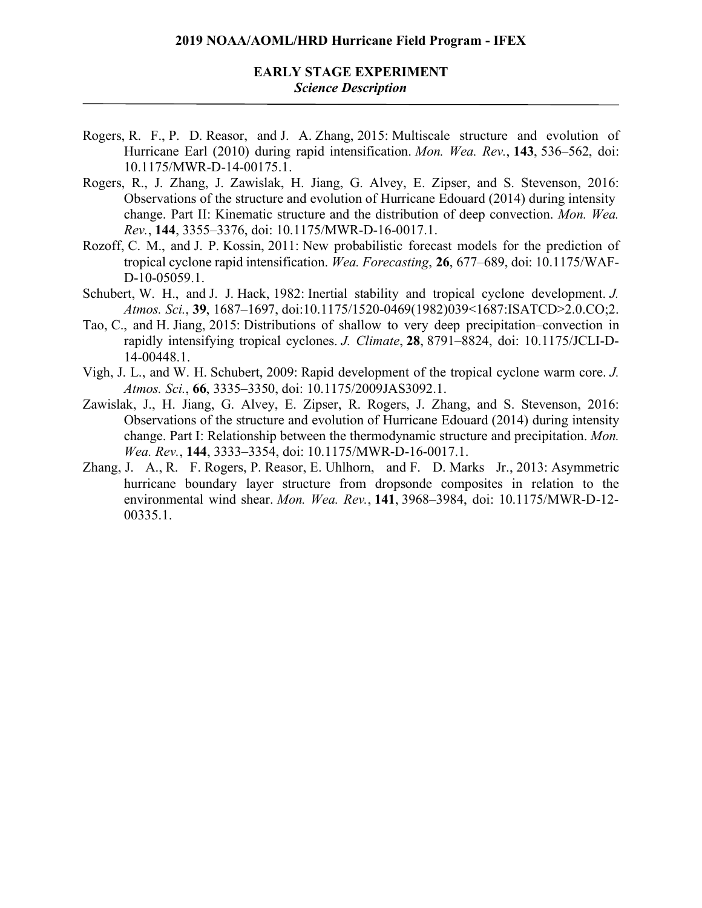Rogers, R. F., P. D. Reasor, and J. A. Zhang, 2015: Multiscale structure and evolution of Hurricane Earl (2010) during rapid intensification. *Mon. Wea. Rev.*, **143**, 536–562, doi: 10.1175/MWR-D-14-00175.1.

Rogers, R., J. Zhang, J. Zawislak, H. Jiang, G. Alvey, E. Zipser, and S. Stevenson, 2016: Observations of the structure and evolution of Hurricane Edouard (2014) during intensity change. Part II: Kinematic structure and the distribution of deep convection. *Mon. Wea. Rev.*, **144**, 3355–3376, doi: 10.1175/MWR-D-16-0017.1.

Rozoff, C. M., and J. P. Kossin, 2011: New probabilistic forecast models for the prediction of tropical cyclone rapid intensification. *Wea. Forecasting*, **26**, 677–689, doi: 10.1175/WAF-D-10-05059.1.

Schubert, W. H., and J. J. Hack, 1982: Inertial stability and tropical cyclone development. *J. Atmos. Sci.*, **39**, 1687–1697, doi:10.1175/1520-0469(1982)039<1687:ISATCD>2.0.CO;2.

Tao, C., and H. Jiang, 2015: Distributions of shallow to very deep precipitation–convection in rapidly intensifying tropical cyclones. *J. Climate*, **28**, 8791–8824, doi: 10.1175/JCLI-D-14-00448.1.

Vigh, J. L., and W. H. Schubert, 2009: Rapid development of the tropical cyclone warm core. *J. Atmos. Sci.*, **66**, 3335–3350, doi: 10.1175/2009JAS3092.1.

Zawislak, J., H. Jiang, G. Alvey, E. Zipser, R. Rogers, J. Zhang, and S. Stevenson, 2016: Observations of the structure and evolution of Hurricane Edouard (2014) during intensity change. Part I: Relationship between the thermodynamic structure and precipitation. *Mon. Wea. Rev.*, **144**, 3333–3354, doi: 10.1175/MWR-D-16-0017.1.

Zhang, J. A., R. F. Rogers, P. Reasor, E. Uhlhorn, and F. D. Marks Jr., 2013: Asymmetric hurricane boundary layer structure from dropsonde composites in relation to the environmental wind shear. *Mon. Wea. Rev.*, **141**, 3968–3984, doi: 10.1175/MWR-D-12-00335.1.